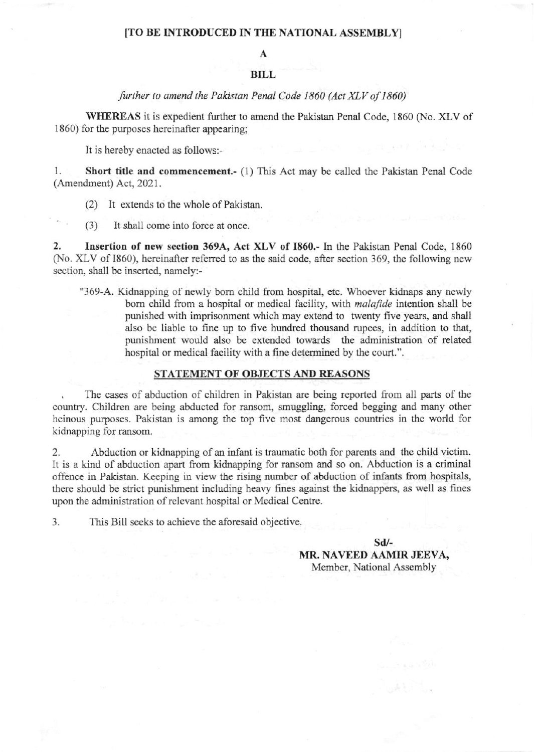**[TO BE INTRODUCED IN THE NATIONAL ASSEMBLY]**

**A**

**BILL**

*further to amend the Pakistan Penal Code 1860 (Act XLV of 1860)*

**WHEREAS** it is expedient further to amend the Pakistan Penal Code, 1860 (No. XLV of 1860) for the purposes hereinafter appearing;

It is hereby enacted as follows:-

1. **Short title and commencement.-** (1) This Act may be called the Pakistan Penal Code (Amendment) Act, 2021.

   (2) It extends to the whole of Pakistan.

   (3) It shall come into force at once.

2. **Insertion of new section 369A, Act XLV of 1860.-** In the Pakistan Penal Code, 1860 (No. XLV of 1860), hereinafter referred to as the said code, after section 369, the following new section, shall be inserted, namely:-

   "369-A. Kidnapping of newly born child from hospital, etc. Whoever kidnaps any newly born child from a hospital or medical facility, with *malafide* intention shall be punished with imprisonment which may extend to twenty five years, and shall also be liable to fine up to five hundred thousand rupees, in addition to that, punishment would also be extended towards the administration of related hospital or medical facility with a fine determined by the court.".

## STATEMENT OF OBJECTS AND REASONS

The cases of abduction of children in Pakistan are being reported from all parts of the country. Children are being abducted for ransom, smuggling, forced begging and many other heinous purposes. Pakistan is among the top five most dangerous countries in the world for kidnapping for ransom.

2. Abduction or kidnapping of an infant is traumatic both for parents and the child victim. It is a kind of abduction apart from kidnapping for ransom and so on. Abduction is a criminal offence in Pakistan. Keeping in view the rising number of abduction of infants from hospitals, there should be strict punishment including heavy fines against the kidnappers, as well as fines upon the administration of relevant hospital or Medical Centre.

3. This Bill seeks to achieve the aforesaid objective.

**Sd/-**
**MR. NAVEED AAMIR JEEVA,**
Member, National Assembly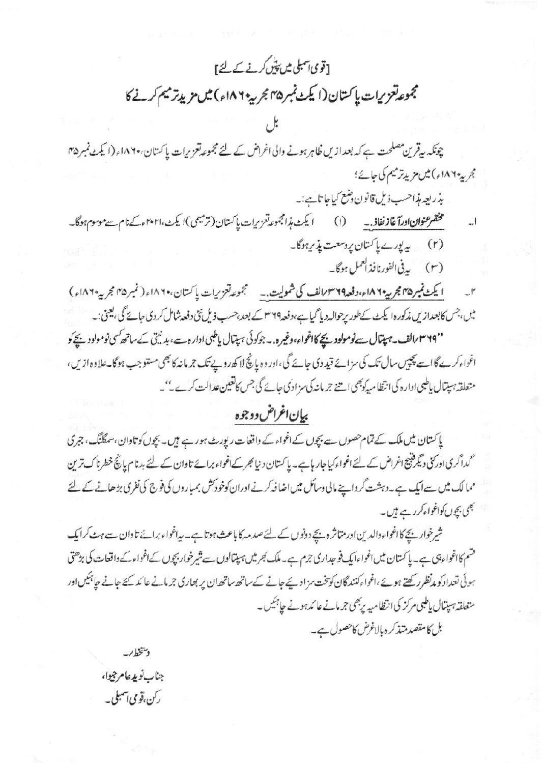[قومی اسمبلی میں پیش کرنے کے لئے]

# مجموعہ تعزیرات پاکستان (ایکٹ نمبر ۴۵ مجریہ ۱۸۶۰ء) میں مزید ترمیم کرنے کا

## بل

چونکہ یہ قرین مصلحت ہے کہ بعد ازیں ظاہر ہونے والی اغراض کے لئے مجموعہ تعزیرات پاکستان، ۱۸۶۰ء (ایکٹ نمبر ۴۵ مجریہ ۱۸۶۰ء) میں مزید ترمیم کی جائے؛

بذریعہ ہذا حسب ذیل قانون وضع کیا جاتا ہے:۔

۱۔ **مختصر عنوان اور آغاز نفاذ۔۔** (۱) ایکٹ ہذا مجموعہ تعزیرات پاکستان (ترمیمی) ایکٹ، ۲۰۲۱ء کے نام سے موسوم ہوگا۔

(۲) یہ پورے پاکستان پر وسعت پذیر ہوگا۔

(۳) یہ فی الفور نافذ العمل ہوگا۔

۲۔ **ایکٹ نمبر ۴۵ مجریہ ۱۸۶۰ء، دفعہ ۳۶۹/الف کی شمولیت۔۔** مجموعہ تعزیرات پاکستان، ۱۸۶۰ء (نمبر ۴۵ مجریہ ۱۸۶۰ء) میں، جس کا بعد ازیں مذکورہ ایکٹ کے طور پر حوالہ دیا گیا ہے، دفعہ ۳۶۹ کے بعد، حسب ذیل نئی دفعہ شامل کر دی جائے گی، یعنی:۔

"**۳۶۹/الف۔ ہسپتال سے نومولود بچے کا اغواء، وغیرہ۔۔** جو کوئی ہسپتال یا طبی ادارہ سے، بدنیتی کے ساتھ کسی نومولود بچے کو اغواء کرے گا اسے پچیس سال تک کی سزائے قید دی جائے گی، اور وہ پانچ لاکھ روپے تک جرمانہ کا بھی مستوجب ہوگا۔ علاوہ ازیں، متعلقہ ہسپتال یا طبی ادارہ کی انتظامیہ کو بھی اتنے جرمانہ کی سزا دی جائے گی جس کا تعین عدالت کرے۔"۔

## بیان اغراض و وجوہ

پاکستان میں ملک کے تمام حصوں سے بچوں کے اغواء کے واقعات رپورٹ ہو رہے ہیں۔ بچوں کو تاوان، سمگلنگ، جبری گداگری اور کئی دیگر قبیح اغراض کے لئے اغواء کیا جا رہا ہے۔ پاکستان دنیا بھر کے اغواء برائے تاوان کے لئے بدنام پانچ خطرناک ترین ممالک میں سے ایک ہے۔ دہشت گرد اپنے مالی وسائل میں اضافہ کرنے اور ان کو خودکش بمباروں کی فوج کی نفری بڑھانے کے لئے بھی بچوں کو اغواء کر رہے ہیں۔

شیر خوار بچے کا اغواء والدین اور متاثرہ بچے دونوں کے لئے صدمہ کا باعث ہوتا ہے۔ یہ اغواء برائے تاوان سے ہٹ کر ایک قسم کا اغواء ہی ہے۔ پاکستان میں اغواء ایک فوجداری جرم ہے۔ ملک بھر میں ہسپتالوں سے شیر خوار بچوں کے اغواء کے واقعات کی بڑھتی ہوئی تعداد کو مدنظر رکھتے ہوئے، اغواء کنندگان کو سخت سزا دیئے جانے کے ساتھ ساتھ ان پر بھاری جرمانے عائد کئے جانے چاہئیں اور متعلقہ ہسپتال یا طبی مرکز کی انتظامیہ پر بھی جرمانے عائد ہونے چاہئیں۔

بل کا مقصد متذکرہ بالا غرض کا حصول ہے۔

دستخط/۔

جناب نوید عامر جیوا،

رکن، قومی اسمبلی۔